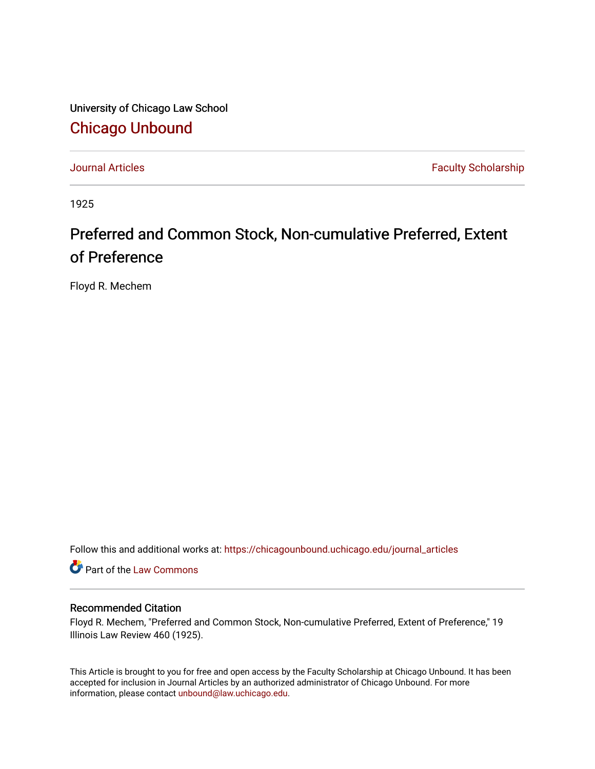University of Chicago Law School

# Chicago Unbound

Journal Articles

Faculty Scholarship

1925

## Preferred and Common Stock, Non-cumulative Preferred, Extent of Preference

Floyd R. Mechem

Follow this and additional works at: https://chicagounbound.uchicago.edu/journal_articles

Part of the Law Commons

### Recommended Citation

Floyd R. Mechem, "Preferred and Common Stock, Non-cumulative Preferred, Extent of Preference," 19 Illinois Law Review 460 (1925).

This Article is brought to you for free and open access by the Faculty Scholarship at Chicago Unbound. It has been accepted for inclusion in Journal Articles by an authorized administrator of Chicago Unbound. For more information, please contact unbound@law.uchicago.edu.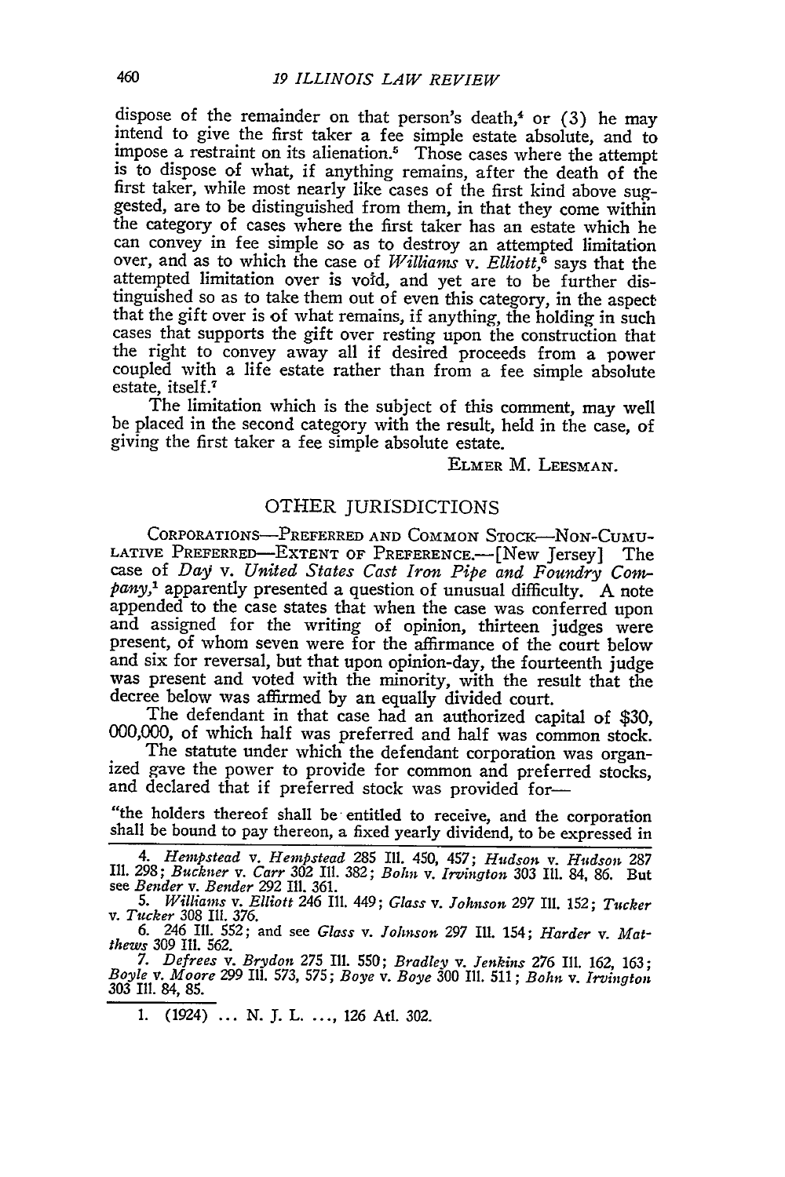dispose of the remainder on that person's death,[4] or (3) he may intend to give the first taker a fee simple estate absolute, and to impose a restraint on its alienation.[5] Those cases where the attempt is to dispose of what, if anything remains, after the death of the first taker, while most nearly like cases of the first kind above suggested, are to be distinguished from them, in that they come within the category of cases where the first taker has an estate which he can convey in fee simple so as to destroy an attempted limitation over, and as to which the case of *Williams* v. *Elliott*,[6] says that the attempted limitation over is void, and yet are to be further distinguished so as to take them out of even this category, in the aspect that the gift over is of what remains, if anything, the holding in such cases that supports the gift over resting upon the construction that the right to convey away all if desired proceeds from a power coupled with a life estate rather than from a fee simple absolute estate, itself.[7]

The limitation which is the subject of this comment, may well be placed in the second category with the result, held in the case, of giving the first taker a fee simple absolute estate.

ELMER M. LEESMAN.

## OTHER JURISDICTIONS

CORPORATIONS—PREFERRED AND COMMON STOCK—NON-CUMULATIVE PREFERRED—EXTENT OF PREFERENCE.—[New Jersey] The case of *Day* v. *United States Cast Iron Pipe and Foundry Company*,[1] apparently presented a question of unusual difficulty. A note appended to the case states that when the case was conferred upon and assigned for the writing of opinion, thirteen judges were present, of whom seven were for the affirmance of the court below and six for reversal, but that upon opinion-day, the fourteenth judge was present and voted with the minority, with the result that the decree below was affirmed by an equally divided court.

The defendant in that case had an authorized capital of $30,000,000, of which half was preferred and half was common stock.

The statute under which the defendant corporation was organized gave the power to provide for common and preferred stocks, and declared that if preferred stock was provided for—

"the holders thereof shall be entitled to receive, and the corporation shall be bound to pay thereon, a fixed yearly dividend, to be expressed in

---

4. *Hempstead* v. *Hempstead* 285 Ill. 450, 457; *Hudson* v. *Hudson* 287 Ill. 298; *Buckner* v. *Carr* 302 Ill. 382; *Bohn* v. *Irvington* 303 Ill. 84, 86. But see *Bender* v. *Bender* 292 Ill. 361.

5. *Williams* v. *Elliott* 246 Ill. 449; *Glass* v. *Johnson* 297 Ill. 152; *Tucker* v. *Tucker* 308 Ill. 376.

6. 246 Ill. 552; and see *Glass* v. *Johnson* 297 Ill. 154; *Harder* v. *Matthews* 309 Ill. 562.

7. *Defrees* v. *Brydon* 275 Ill. 550; *Bradley* v. *Jenkins* 276 Ill. 162, 163; *Boyle* v. *Moore* 299 Ill. 573, 575; *Boye* v. *Boye* 300 Ill. 511; *Bohn* v. *Irvington* 303 Ill. 84, 85.

1. (1924) ... N. J. L. ..., 126 Atl. 302.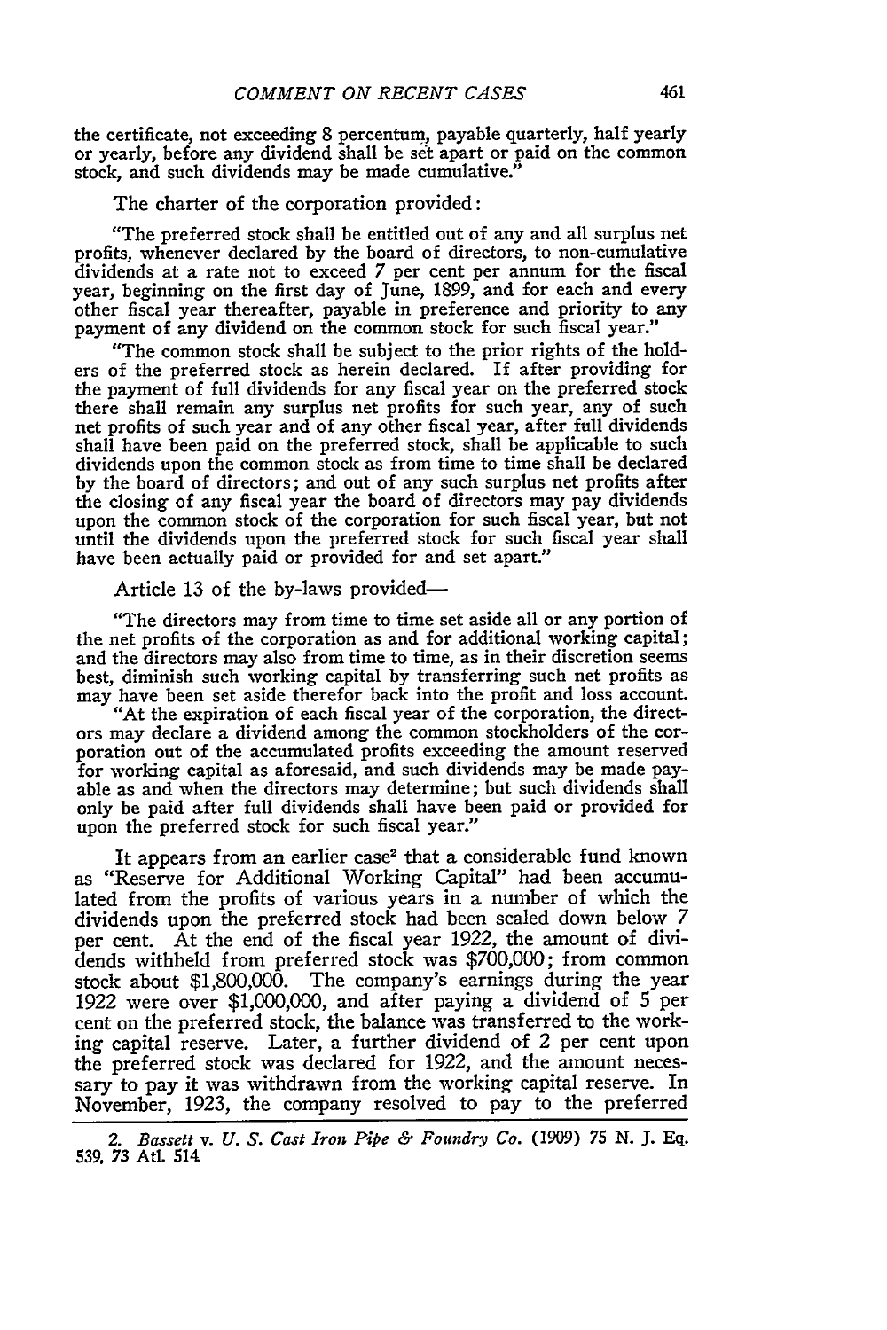the certificate, not exceeding 8 percentum, payable quarterly, half yearly or yearly, before any dividend shall be set apart or paid on the common stock, and such dividends may be made cumulative."

The charter of the corporation provided:

"The preferred stock shall be entitled out of any and all surplus net profits, whenever declared by the board of directors, to non-cumulative dividends at a rate not to exceed 7 per cent per annum for the fiscal year, beginning on the first day of June, 1899, and for each and every other fiscal year thereafter, payable in preference and priority to any payment of any dividend on the common stock for such fiscal year."

"The common stock shall be subject to the prior rights of the holders of the preferred stock as herein declared. If after providing for the payment of full dividends for any fiscal year on the preferred stock there shall remain any surplus net profits for such year, any of such net profits of such year and of any other fiscal year, after full dividends shall have been paid on the preferred stock, shall be applicable to such dividends upon the common stock as from time to time shall be declared by the board of directors; and out of any such surplus net profits after the closing of any fiscal year the board of directors may pay dividends upon the common stock of the corporation for such fiscal year, but not until the dividends upon the preferred stock for such fiscal year shall have been actually paid or provided for and set apart."

Article 13 of the by-laws provided—

"The directors may from time to time set aside all or any portion of the net profits of the corporation as and for additional working capital; and the directors may also from time to time, as in their discretion seems best, diminish such working capital by transferring such net profits as may have been set aside therefor back into the profit and loss account.

"At the expiration of each fiscal year of the corporation, the directors may declare a dividend among the common stockholders of the corporation out of the accumulated profits exceeding the amount reserved for working capital as aforesaid, and such dividends may be made payable as and when the directors may determine; but such dividends shall only be paid after full dividends shall have been paid or provided for upon the preferred stock for such fiscal year."

It appears from an earlier case[2] that a considerable fund known as "Reserve for Additional Working Capital" had been accumulated from the profits of various years in a number of which the dividends upon the preferred stock had been scaled down below 7 per cent. At the end of the fiscal year 1922, the amount of dividends withheld from preferred stock was $700,000; from common stock about $1,800,000. The company's earnings during the year 1922 were over $1,000,000, and after paying a dividend of 5 per cent on the preferred stock, the balance was transferred to the working capital reserve. Later, a further dividend of 2 per cent upon the preferred stock was declared for 1922, and the amount necessary to pay it was withdrawn from the working capital reserve. In November, 1923, the company resolved to pay to the preferred

2. *Bassett* v. *U. S. Cast Iron Pipe & Foundry Co.* (1909) 75 N. J. Eq. 539, 73 Atl. 514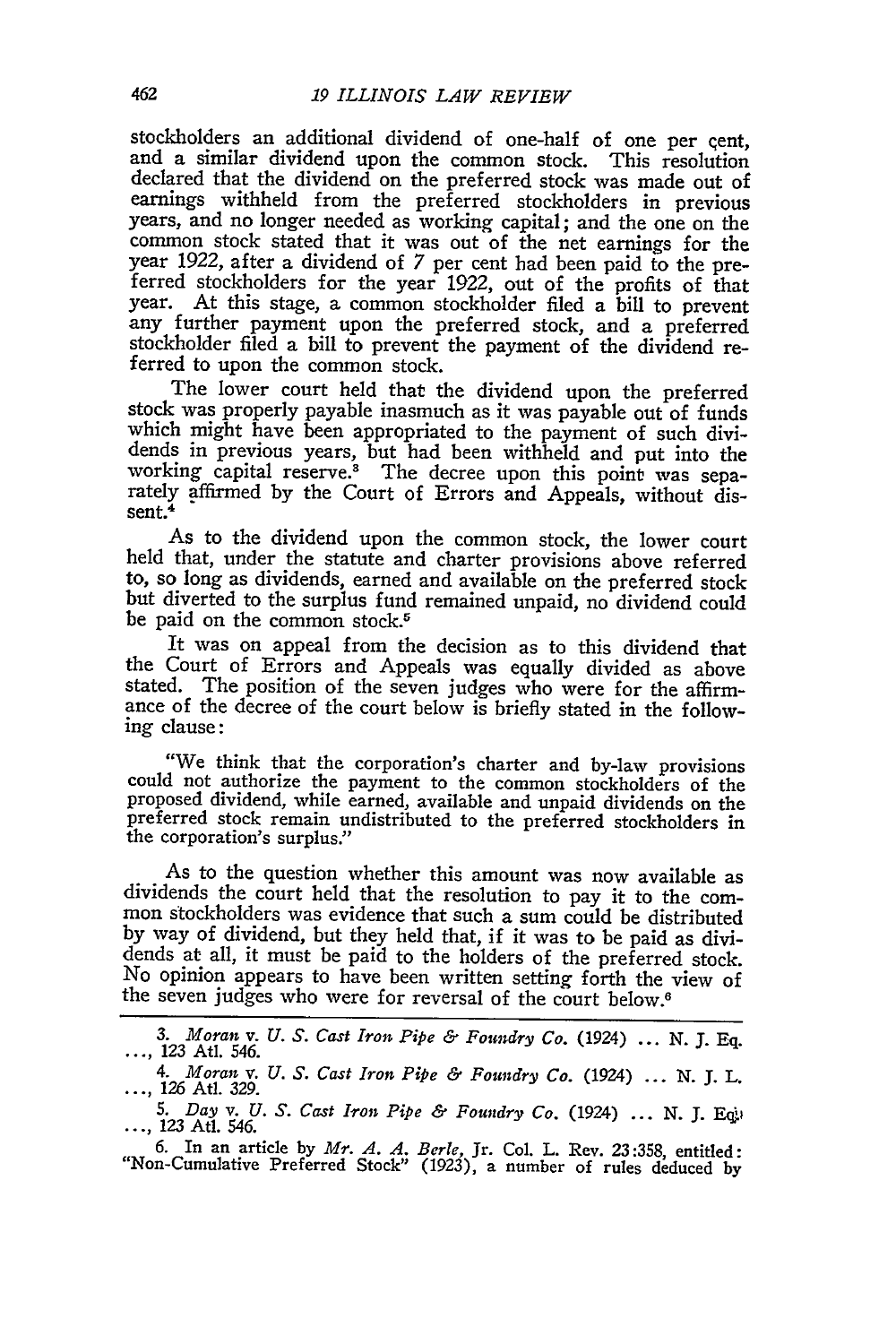stockholders an additional dividend of one-half of one per cent, and a similar dividend upon the common stock. This resolution declared that the dividend on the preferred stock was made out of earnings withheld from the preferred stockholders in previous years, and no longer needed as working capital; and the one on the common stock stated that it was out of the net earnings for the year 1922, after a dividend of 7 per cent had been paid to the preferred stockholders for the year 1922, out of the profits of that year. At this stage, a common stockholder filed a bill to prevent any further payment upon the preferred stock, and a preferred stockholder filed a bill to prevent the payment of the dividend referred to upon the common stock.

The lower court held that the dividend upon the preferred stock was properly payable inasmuch as it was payable out of funds which might have been appropriated to the payment of such dividends in previous years, but had been withheld and put into the working capital reserve.[3] The decree upon this point was separately affirmed by the Court of Errors and Appeals, without dissent.[4]

As to the dividend upon the common stock, the lower court held that, under the statute and charter provisions above referred to, so long as dividends, earned and available on the preferred stock but diverted to the surplus fund remained unpaid, no dividend could be paid on the common stock.[5]

It was on appeal from the decision as to this dividend that the Court of Errors and Appeals was equally divided as above stated. The position of the seven judges who were for the affirmance of the decree of the court below is briefly stated in the following clause:

> "We think that the corporation's charter and by-law provisions could not authorize the payment to the common stockholders of the proposed dividend, while earned, available and unpaid dividends on the preferred stock remain undistributed to the preferred stockholders in the corporation's surplus."

As to the question whether this amount was now available as dividends the court held that the resolution to pay it to the common stockholders was evidence that such a sum could be distributed by way of dividend, but they held that, if it was to be paid as dividends at all, it must be paid to the holders of the preferred stock. No opinion appears to have been written setting forth the view of the seven judges who were for reversal of the court below.[6]

---

3. *Moran* v. *U. S. Cast Iron Pipe & Foundry Co.* (1924) ... N. J. Eq. ..., 123 Atl. 546.

4. *Moran* v. *U. S. Cast Iron Pipe & Foundry Co.* (1924) ... N. J. L. ..., 126 Atl. 329.

5. *Day* v. *U. S. Cast Iron Pipe & Foundry Co.* (1924) ... N. J. Eq. ..., 123 Atl. 546.

6. In an article by *Mr. A. A. Berle*, Jr. Col. L. Rev. 23:358, entitled: "Non-Cumulative Preferred Stock" (1923), a number of rules deduced by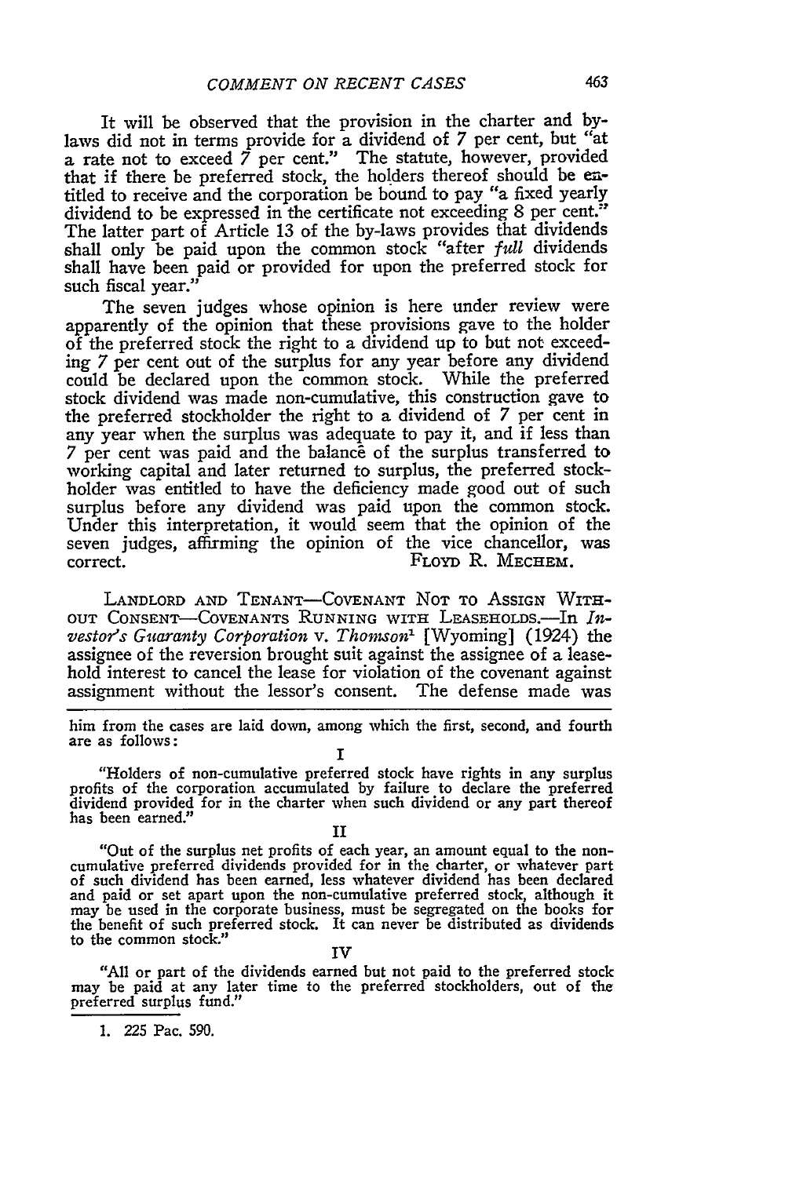It will be observed that the provision in the charter and by-laws did not in terms provide for a dividend of 7 per cent, but "at a rate not to exceed 7 per cent." The statute, however, provided that if there be preferred stock, the holders thereof should be entitled to receive and the corporation be bound to pay "a fixed yearly dividend to be expressed in the certificate not exceeding 8 per cent." The latter part of Article 13 of the by-laws provides that dividends shall only be paid upon the common stock "after *full* dividends shall have been paid or provided for upon the preferred stock for such fiscal year."

The seven judges whose opinion is here under review were apparently of the opinion that these provisions gave to the holder of the preferred stock the right to a dividend up to but not exceeding 7 per cent out of the surplus for any year before any dividend could be declared upon the common stock. While the preferred stock dividend was made non-cumulative, this construction gave to the preferred stockholder the right to a dividend of 7 per cent in any year when the surplus was adequate to pay it, and if less than 7 per cent was paid and the balance of the surplus transferred to working capital and later returned to surplus, the preferred stockholder was entitled to have the deficiency made good out of such surplus before any dividend was paid upon the common stock. Under this interpretation, it would seem that the opinion of the seven judges, affirming the opinion of the vice chancellor, was correct.

FLOYD R. MECHEM.

LANDLORD AND TENANT—COVENANT NOT TO ASSIGN WITHOUT CONSENT—COVENANTS RUNNING WITH LEASEHOLDS.—In *Investor's Guaranty Corporation* v. *Thomson*[1] [Wyoming] (1924) the assignee of the reversion brought suit against the assignee of a leasehold interest to cancel the lease for violation of the covenant against assignment without the lessor's consent. The defense made was

---

him from the cases are laid down, among which the first, second, and fourth are as follows:

I

"Holders of non-cumulative preferred stock have rights in any surplus profits of the corporation accumulated by failure to declare the preferred dividend provided for in the charter when such dividend or any part thereof has been earned."

II

"Out of the surplus net profits of each year, an amount equal to the non-cumulative preferred dividends provided for in the charter, or whatever part of such dividend has been earned, less whatever dividend has been declared and paid or set apart upon the non-cumulative preferred stock, although it may be used in the corporate business, must be segregated on the books for the benefit of such preferred stock. It can never be distributed as dividends to the common stock."

IV

"All or part of the dividends earned but not paid to the preferred stock may be paid at any later time to the preferred stockholders, out of the preferred surplus fund."

1. 225 Pac. 590.